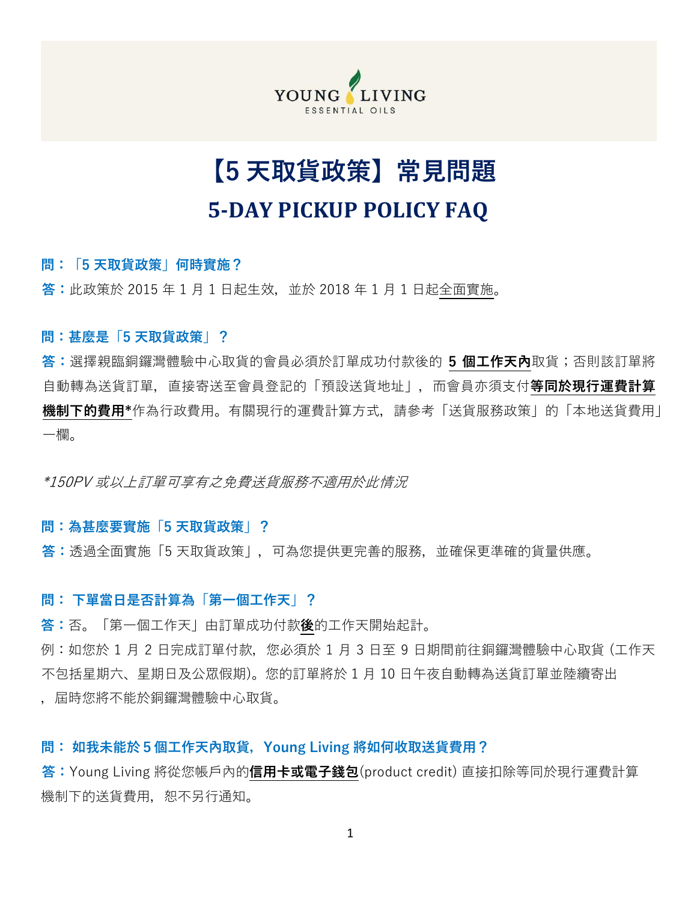YOUNG LIVING
ESSENTIAL OILS

# 【5 天取貨政策】常見問題

## 5-DAY PICKUP POLICY FAQ

**問：「5 天取貨政策」何時實施？**

**答：**此政策於 2015 年 1 月 1 日起生效，並於 2018 年 1 月 1 日起全面實施。

**問：甚麼是「5 天取貨政策」？**

**答：**選擇親臨銅鑼灣體驗中心取貨的會員必須於訂單成功付款後的 **5 個工作天內**取貨；否則該訂單將自動轉為送貨訂單，直接寄送至會員登記的「預設送貨地址」，而會員亦須支付**等同於現行運費計算機制下的費用***作為行政費用。有關現行的運費計算方式，請參考「送貨服務政策」的「本地送貨費用」一欄。

*\*150PV 或以上訂單可享有之免費送貨服務不適用於此情況*

**問：為甚麼要實施「5 天取貨政策」？**

**答：**透過全面實施「5 天取貨政策」，可為您提供更完善的服務，並確保更準確的貨量供應。

**問： 下單當日是否計算為「第一個工作天」？**

**答：**否。「第一個工作天」由訂單成功付款**後**的工作天開始起計。

例：如您於 1 月 2 日完成訂單付款，您必須於 1 月 3 日至 9 日期間前往銅鑼灣體驗中心取貨 (工作天不包括星期六、星期日及公眾假期)。您的訂單將於 1 月 10 日午夜自動轉為送貨訂單並陸續寄出，屆時您將不能於銅鑼灣體驗中心取貨。

**問： 如我未能於 5 個工作天內取貨，Young Living 將如何收取送貨費用？**

**答：**Young Living 將從您帳戶內的**信用卡或電子錢包**(product credit) 直接扣除等同於現行運費計算機制下的送貨費用，恕不另行通知。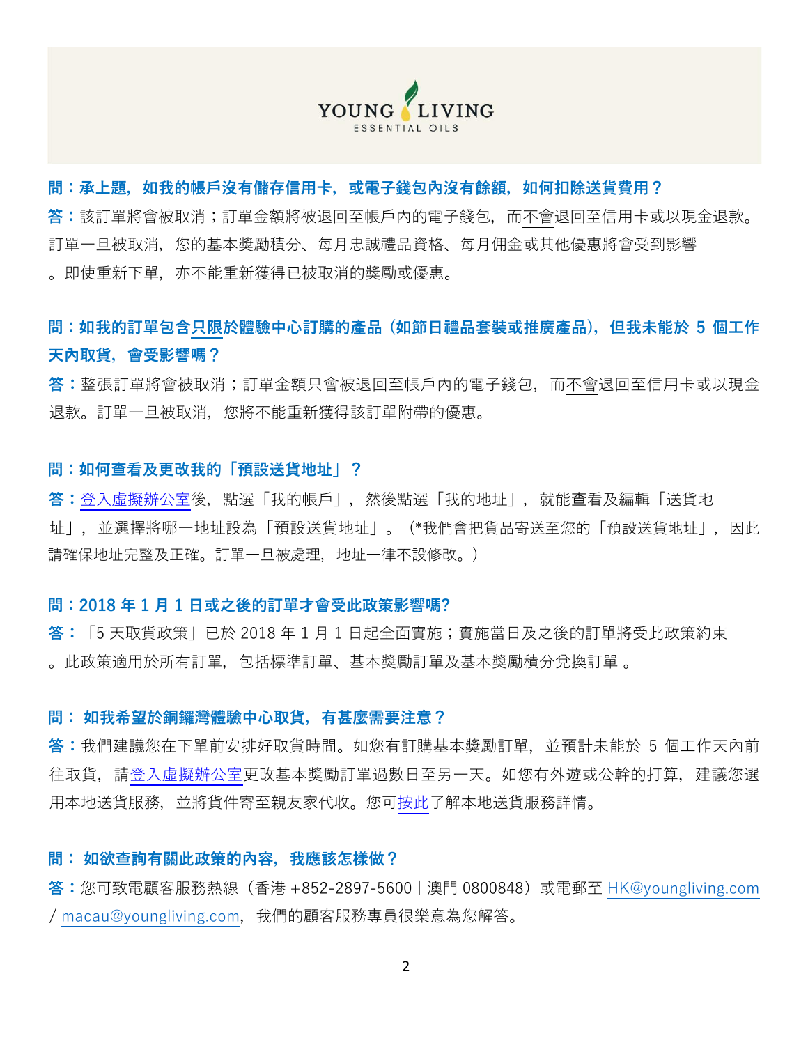**問：承上題，如我的帳戶沒有儲存信用卡，或電子錢包內沒有餘額，如何扣除送貨費用？**

**答：**該訂單將會被取消；訂單金額將被退回至帳戶內的電子錢包，而不會退回至信用卡或以現金退款。訂單一旦被取消，您的基本獎勵積分、每月忠誠禮品資格、每月佣金或其他優惠將會受到影響。即使重新下單，亦不能重新獲得已被取消的獎勵或優惠。

**問：如我的訂單包含只限於體驗中心訂購的產品（如節日禮品套裝或推廣產品），但我未能於 5 個工作天內取貨，會受影響嗎？**

**答：**整張訂單將會被取消；訂單金額只會被退回至帳戶內的電子錢包，而不會退回至信用卡或以現金退款。訂單一旦被取消，您將不能重新獲得該訂單附帶的優惠。

**問：如何查看及更改我的「預設送貨地址」？**

**答：**登入虛擬辦公室後，點選「我的帳戶」，然後點選「我的地址」，就能查看及編輯「送貨地址」，並選擇將哪一地址設為「預設送貨地址」。（*我們會把貨品寄送至您的「預設送貨地址」，因此請確保地址完整及正確。訂單一旦被處理，地址一律不設修改。）

**問：2018 年 1 月 1 日或之後的訂單才會受此政策影響嗎?**

**答：**「5 天取貨政策」已於 2018 年 1 月 1 日起全面實施；實施當日及之後的訂單將受此政策約束。此政策適用於所有訂單，包括標準訂單、基本獎勵訂單及基本獎勵積分兌換訂單 。

**問： 如我希望於銅鑼灣體驗中心取貨，有甚麼需要注意？**

**答：**我們建議您在下單前安排好取貨時間。如您有訂購基本獎勵訂單，並預計未能於 5 個工作天內前往取貨，請登入虛擬辦公室更改基本獎勵訂單過數日至另一天。如您有外遊或公幹的打算，建議您選用本地送貨服務，並將貨件寄至親友家代收。您可按此了解本地送貨服務詳情。

**問： 如欲查詢有關此政策的內容，我應該怎樣做？**

**答：**您可致電顧客服務熱線（香港 +852-2897-5600 | 澳門 0800848）或電郵至 HK@youngliving.com / macau@youngliving.com，我們的顧客服務專員很樂意為您解答。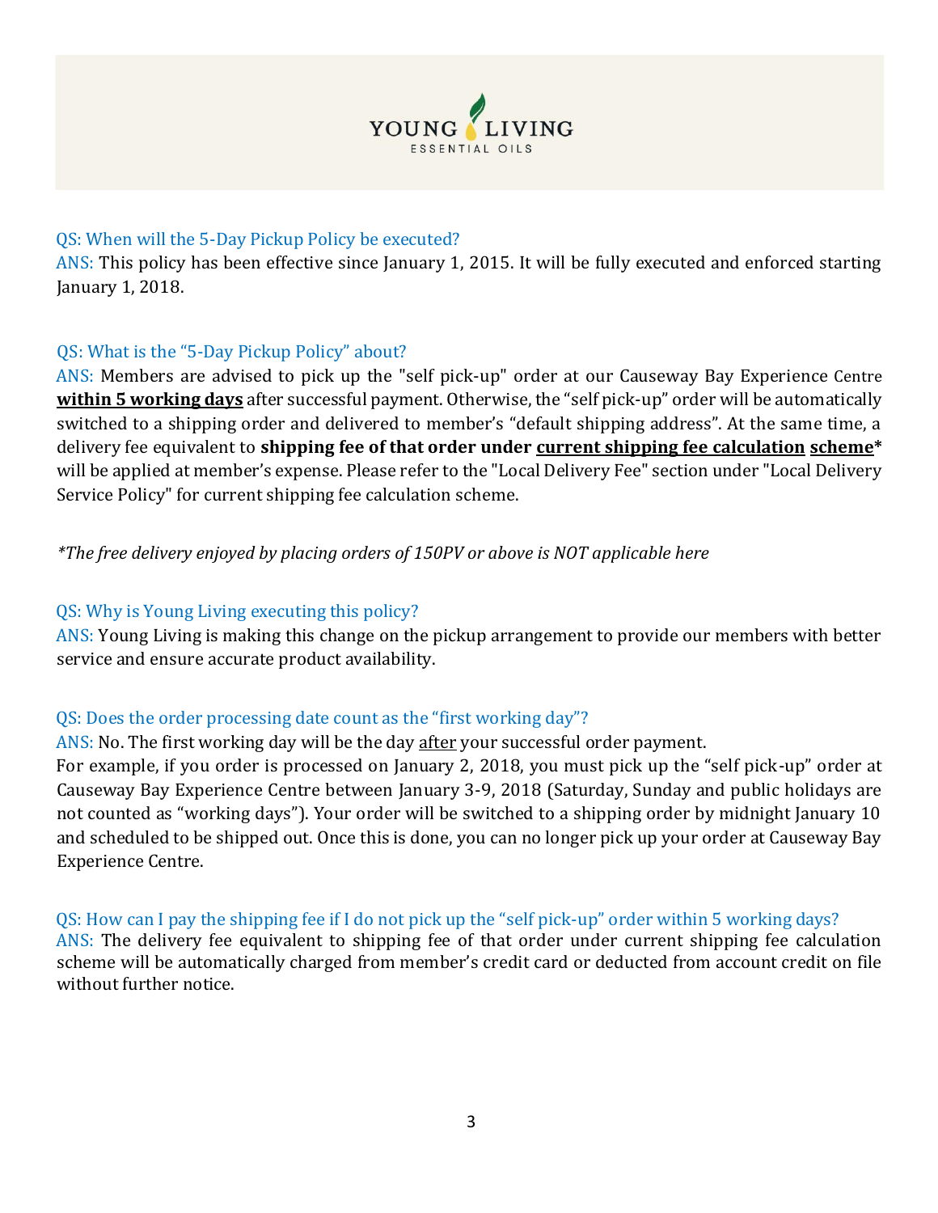QS: When will the 5-Day Pickup Policy be executed?

ANS: This policy has been effective since January 1, 2015. It will be fully executed and enforced starting January 1, 2018.

QS: What is the "5-Day Pickup Policy" about?

ANS: Members are advised to pick up the "self pick-up" order at our Causeway Bay Experience Centre **within 5 working days** after successful payment. Otherwise, the "self pick-up" order will be automatically switched to a shipping order and delivered to member's "default shipping address". At the same time, a delivery fee equivalent to **shipping fee of that order under current shipping fee calculation scheme*** will be applied at member's expense. Please refer to the "Local Delivery Fee" section under "Local Delivery Service Policy" for current shipping fee calculation scheme.

*\*The free delivery enjoyed by placing orders of 150PV or above is NOT applicable here*

QS: Why is Young Living executing this policy?

ANS: Young Living is making this change on the pickup arrangement to provide our members with better service and ensure accurate product availability.

QS: Does the order processing date count as the "first working day"?

ANS: No. The first working day will be the day after your successful order payment.
For example, if you order is processed on January 2, 2018, you must pick up the "self pick-up" order at Causeway Bay Experience Centre between January 3-9, 2018 (Saturday, Sunday and public holidays are not counted as "working days"). Your order will be switched to a shipping order by midnight January 10 and scheduled to be shipped out. Once this is done, you can no longer pick up your order at Causeway Bay Experience Centre.

QS: How can I pay the shipping fee if I do not pick up the "self pick-up" order within 5 working days?

ANS: The delivery fee equivalent to shipping fee of that order under current shipping fee calculation scheme will be automatically charged from member's credit card or deducted from account credit on file without further notice.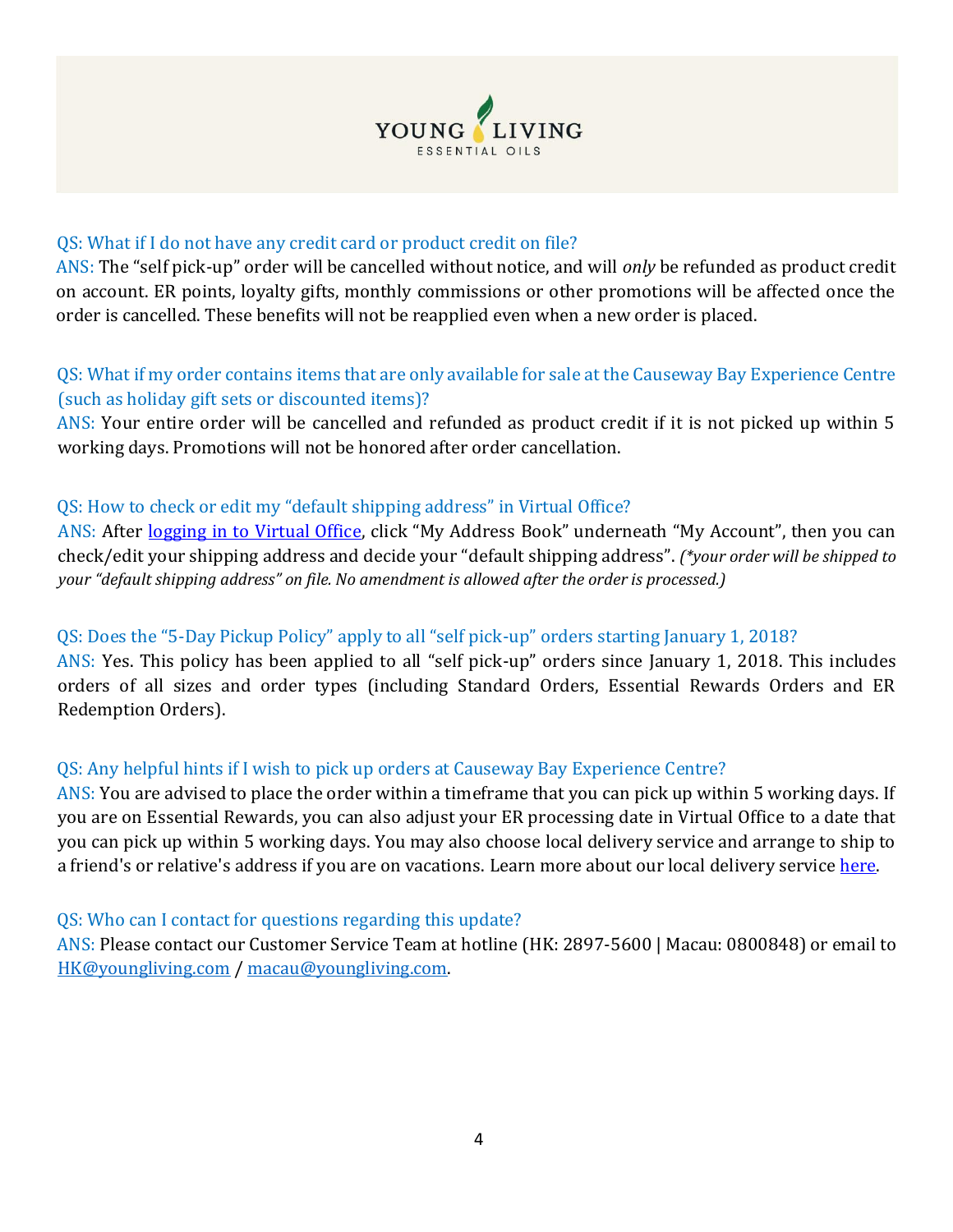QS: What if I do not have any credit card or product credit on file?
ANS: The "self pick-up" order will be cancelled without notice, and will *only* be refunded as product credit on account. ER points, loyalty gifts, monthly commissions or other promotions will be affected once the order is cancelled. These benefits will not be reapplied even when a new order is placed.

QS: What if my order contains items that are only available for sale at the Causeway Bay Experience Centre (such as holiday gift sets or discounted items)?
ANS: Your entire order will be cancelled and refunded as product credit if it is not picked up within 5 working days. Promotions will not be honored after order cancellation.

QS: How to check or edit my "default shipping address" in Virtual Office?
ANS: After logging in to Virtual Office, click "My Address Book" underneath "My Account", then you can check/edit your shipping address and decide your "default shipping address". *(\*your order will be shipped to your "default shipping address" on file. No amendment is allowed after the order is processed.)*

QS: Does the "5-Day Pickup Policy" apply to all "self pick-up" orders starting January 1, 2018?
ANS: Yes. This policy has been applied to all "self pick-up" orders since January 1, 2018. This includes orders of all sizes and order types (including Standard Orders, Essential Rewards Orders and ER Redemption Orders).

QS: Any helpful hints if I wish to pick up orders at Causeway Bay Experience Centre?
ANS: You are advised to place the order within a timeframe that you can pick up within 5 working days. If you are on Essential Rewards, you can also adjust your ER processing date in Virtual Office to a date that you can pick up within 5 working days. You may also choose local delivery service and arrange to ship to a friend's or relative's address if you are on vacations. Learn more about our local delivery service here.

QS: Who can I contact for questions regarding this update?
ANS: Please contact our Customer Service Team at hotline (HK: 2897-5600 | Macau: 0800848) or email to HK@youngliving.com / macau@youngliving.com.